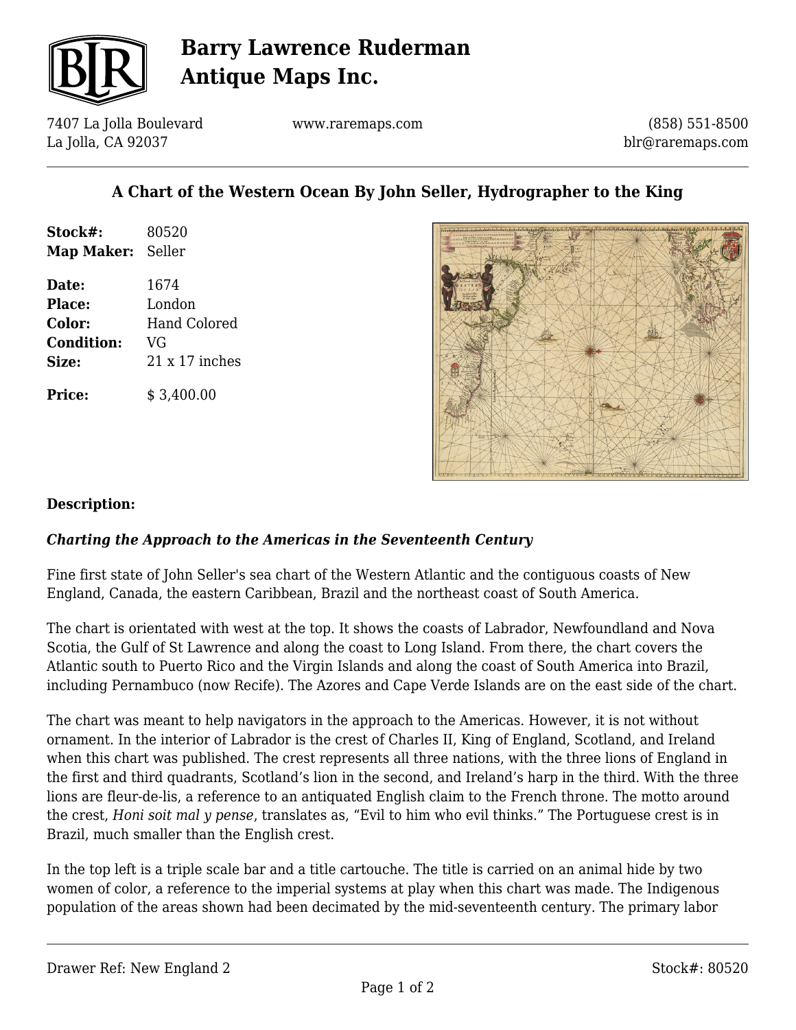# Barry Lawrence Ruderman Antique Maps Inc.

7407 La Jolla Boulevard
La Jolla, CA 92037

www.raremaps.com

(858) 551-8500
blr@raremaps.com

## A Chart of the Western Ocean By John Seller, Hydrographer to the King

**Stock#:** 80520
**Map Maker:** Seller

**Date:** 1674
**Place:** London
**Color:** Hand Colored
**Condition:** VG
**Size:** 21 x 17 inches

**Price:** $ 3,400.00

### Description:

***Charting the Approach to the Americas in the Seventeenth Century***

Fine first state of John Seller's sea chart of the Western Atlantic and the contiguous coasts of New England, Canada, the eastern Caribbean, Brazil and the northeast coast of South America.

The chart is orientated with west at the top. It shows the coasts of Labrador, Newfoundland and Nova Scotia, the Gulf of St Lawrence and along the coast to Long Island. From there, the chart covers the Atlantic south to Puerto Rico and the Virgin Islands and along the coast of South America into Brazil, including Pernambuco (now Recife). The Azores and Cape Verde Islands are on the east side of the chart.

The chart was meant to help navigators in the approach to the Americas. However, it is not without ornament. In the interior of Labrador is the crest of Charles II, King of England, Scotland, and Ireland when this chart was published. The crest represents all three nations, with the three lions of England in the first and third quadrants, Scotland's lion in the second, and Ireland's harp in the third. With the three lions are fleur-de-lis, a reference to an antiquated English claim to the French throne. The motto around the crest, *Honi soit mal y pense*, translates as, "Evil to him who evil thinks." The Portuguese crest is in Brazil, much smaller than the English crest.

In the top left is a triple scale bar and a title cartouche. The title is carried on an animal hide by two women of color, a reference to the imperial systems at play when this chart was made. The Indigenous population of the areas shown had been decimated by the mid-seventeenth century. The primary labor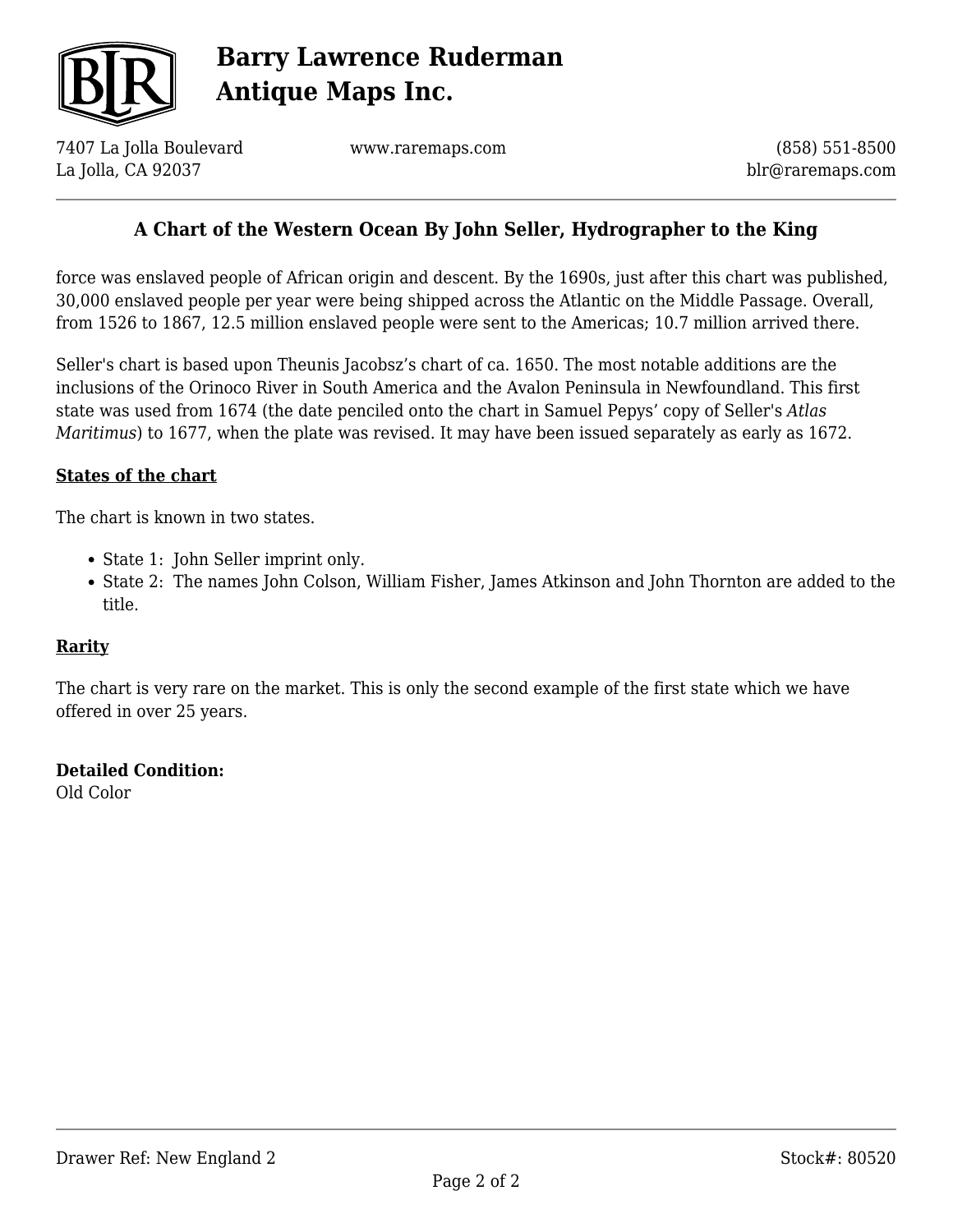force was enslaved people of African origin and descent. By the 1690s, just after this chart was published, 30,000 enslaved people per year were being shipped across the Atlantic on the Middle Passage. Overall, from 1526 to 1867, 12.5 million enslaved people were sent to the Americas; 10.7 million arrived there.

Seller's chart is based upon Theunis Jacobsz's chart of ca. 1650. The most notable additions are the inclusions of the Orinoco River in South America and the Avalon Peninsula in Newfoundland. This first state was used from 1674 (the date penciled onto the chart in Samuel Pepys' copy of Seller's *Atlas Maritimus*) to 1677, when the plate was revised. It may have been issued separately as early as 1672.

**States of the chart**

The chart is known in two states.

- State 1: John Seller imprint only.
- State 2: The names John Colson, William Fisher, James Atkinson and John Thornton are added to the title.

**Rarity**

The chart is very rare on the market. This is only the second example of the first state which we have offered in over 25 years.

**Detailed Condition:**
Old Color